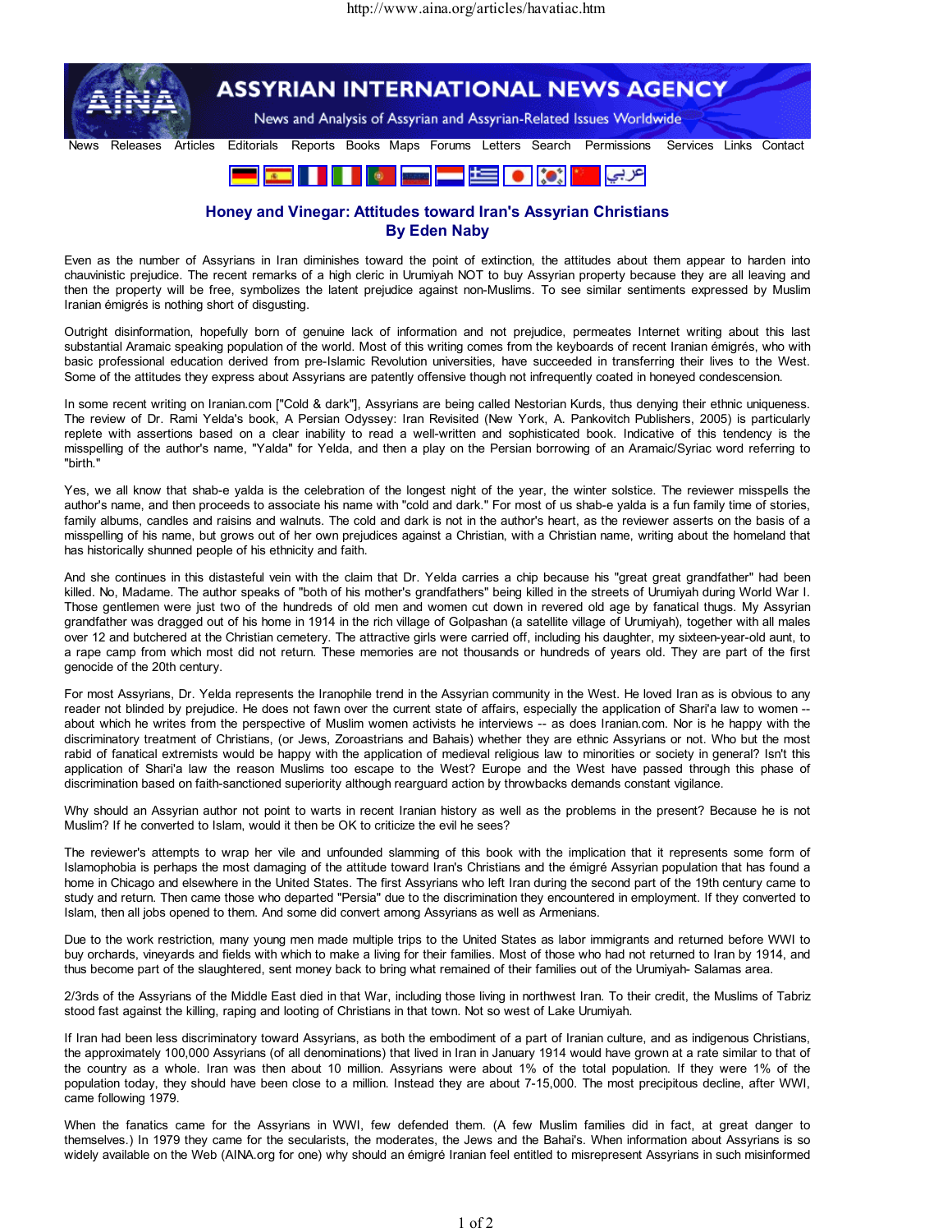# Honey and Vinegar: Attitudes toward Iran's Assyrian Christians

## By Eden Naby

Even as the number of Assyrians in Iran diminishes toward the point of extinction, the attitudes about them appear to harden into chauvinistic prejudice. The recent remarks of a high cleric in Urumiyah NOT to buy Assyrian property because they are all leaving and then the property will be free, symbolizes the latent prejudice against non-Muslims. To see similar sentiments expressed by Muslim Iranian émigrés is nothing short of disgusting.

Outright disinformation, hopefully born of genuine lack of information and not prejudice, permeates Internet writing about this last substantial Aramaic speaking population of the world. Most of this writing comes from the keyboards of recent Iranian émigrés, who with basic professional education derived from pre-Islamic Revolution universities, have succeeded in transferring their lives to the West. Some of the attitudes they express about Assyrians are patently offensive though not infrequently coated in honeyed condescension.

In some recent writing on Iranian.com ["Cold & dark"], Assyrians are being called Nestorian Kurds, thus denying their ethnic uniqueness. The review of Dr. Rami Yelda's book, A Persian Odyssey: Iran Revisited (New York, A. Pankovitch Publishers, 2005) is particularly replete with assertions based on a clear inability to read a well-written and sophisticated book. Indicative of this tendency is the misspelling of the author's name, "Yalda" for Yelda, and then a play on the Persian borrowing of an Aramaic/Syriac word referring to "birth."

Yes, we all know that shab-e yalda is the celebration of the longest night of the year, the winter solstice. The reviewer misspells the author's name, and then proceeds to associate his name with "cold and dark." For most of us shab-e yalda is a fun family time of stories, family albums, candles and raisins and walnuts. The cold and dark is not in the author's heart, as the reviewer asserts on the basis of a misspelling of his name, but grows out of her own prejudices against a Christian, with a Christian name, writing about the homeland that has historically shunned people of his ethnicity and faith.

And she continues in this distasteful vein with the claim that Dr. Yelda carries a chip because his "great great grandfather" had been killed. No, Madame. The author speaks of "both of his mother's grandfathers" being killed in the streets of Urumiyah during World War I. Those gentlemen were just two of the hundreds of old men and women cut down in revered old age by fanatical thugs. My Assyrian grandfather was dragged out of his home in 1914 in the rich village of Golpashan (a satellite village of Urumiyah), together with all males over 12 and butchered at the Christian cemetery. The attractive girls were carried off, including his daughter, my sixteen-year-old aunt, to a rape camp from which most did not return. These memories are not thousands or hundreds of years old. They are part of the first genocide of the 20th century.

For most Assyrians, Dr. Yelda represents the Iranophile trend in the Assyrian community in the West. He loved Iran as is obvious to any reader not blinded by prejudice. He does not fawn over the current state of affairs, especially the application of Shari'a law to women -- about which he writes from the perspective of Muslim women activists he interviews -- as does Iranian.com. Nor is he happy with the discriminatory treatment of Christians, (or Jews, Zoroastrians and Bahais) whether they are ethnic Assyrians or not. Who but the most rabid of fanatical extremists would be happy with the application of medieval religious law to minorities or society in general? Isn't this application of Shari'a law the reason Muslims too escape to the West? Europe and the West have passed through this phase of discrimination based on faith-sanctioned superiority although rearguard action by throwbacks demands constant vigilance.

Why should an Assyrian author not point to warts in recent Iranian history as well as the problems in the present? Because he is not Muslim? If he converted to Islam, would it then be OK to criticize the evil he sees?

The reviewer's attempts to wrap her vile and unfounded slamming of this book with the implication that it represents some form of Islamophobia is perhaps the most damaging of the attitude toward Iran's Christians and the émigré Assyrian population that has found a home in Chicago and elsewhere in the United States. The first Assyrians who left Iran during the second part of the 19th century came to study and return. Then came those who departed "Persia" due to the discrimination they encountered in employment. If they converted to Islam, then all jobs opened to them. And some did convert among Assyrians as well as Armenians.

Due to the work restriction, many young men made multiple trips to the United States as labor immigrants and returned before WWI to buy orchards, vineyards and fields with which to make a living for their families. Most of those who had not returned to Iran by 1914, and thus become part of the slaughtered, sent money back to bring what remained of their families out of the Urumiyah- Salamas area.

2/3rds of the Assyrians of the Middle East died in that War, including those living in northwest Iran. To their credit, the Muslims of Tabriz stood fast against the killing, raping and looting of Christians in that town. Not so west of Lake Urumiyah.

If Iran had been less discriminatory toward Assyrians, as both the embodiment of a part of Iranian culture, and as indigenous Christians, the approximately 100,000 Assyrians (of all denominations) that lived in Iran in January 1914 would have grown at a rate similar to that of the country as a whole. Iran was then about 10 million. Assyrians were about 1% of the total population. If they were 1% of the population today, they should have been close to a million. Instead they are about 7-15,000. The most precipitous decline, after WWI, came following 1979.

When the fanatics came for the Assyrians in WWI, few defended them. (A few Muslim families did in fact, at great danger to themselves.) In 1979 they came for the secularists, the moderates, the Jews and the Bahai's. When information about Assyrians is so widely available on the Web (AINA.org for one) why should an émigré Iranian feel entitled to misrepresent Assyrians in such misinformed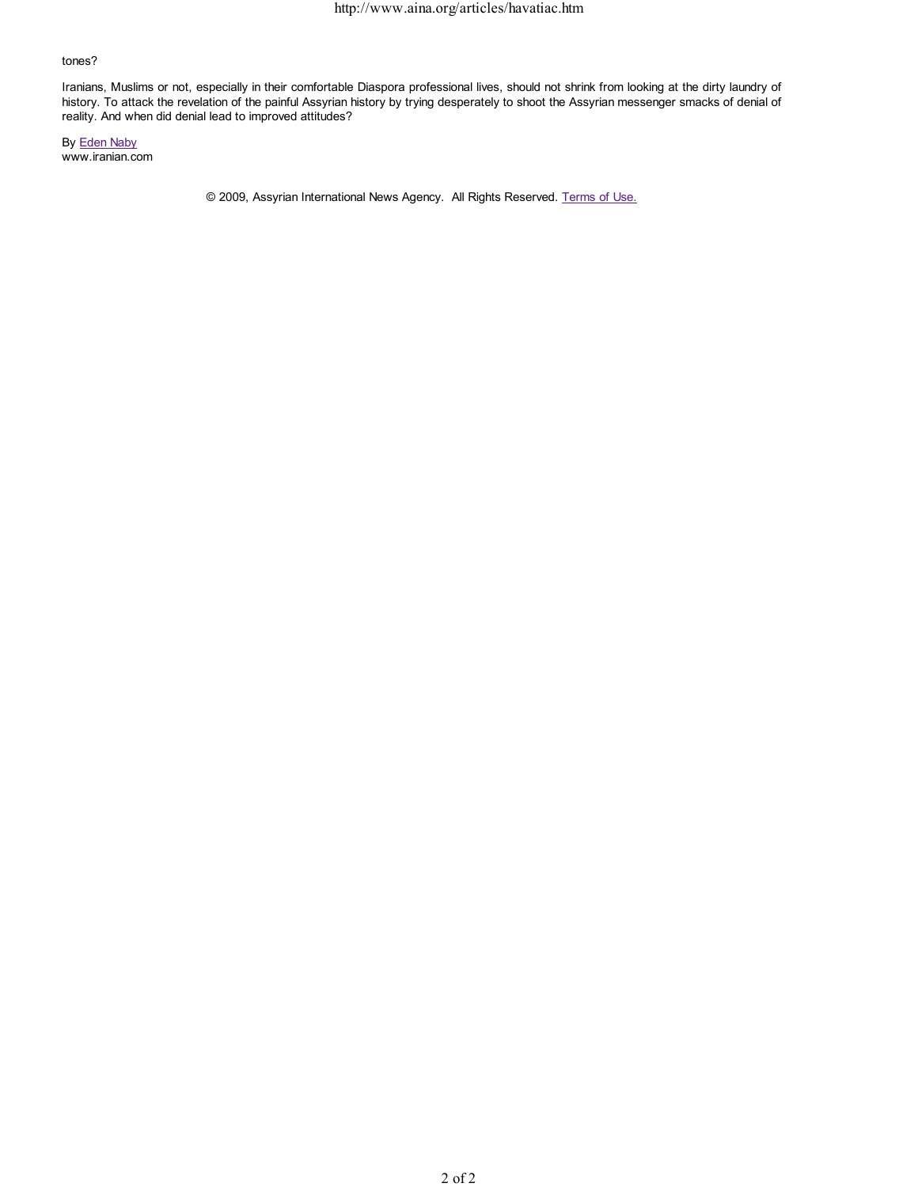tones?

Iranians, Muslims or not, especially in their comfortable Diaspora professional lives, should not shrink from looking at the dirty laundry of history. To attack the revelation of the painful Assyrian history by trying desperately to shoot the Assyrian messenger smacks of denial of reality. And when did denial lead to improved attitudes?

By Eden Naby
www.iranian.com

© 2009, Assyrian International News Agency. All Rights Reserved. Terms of Use.